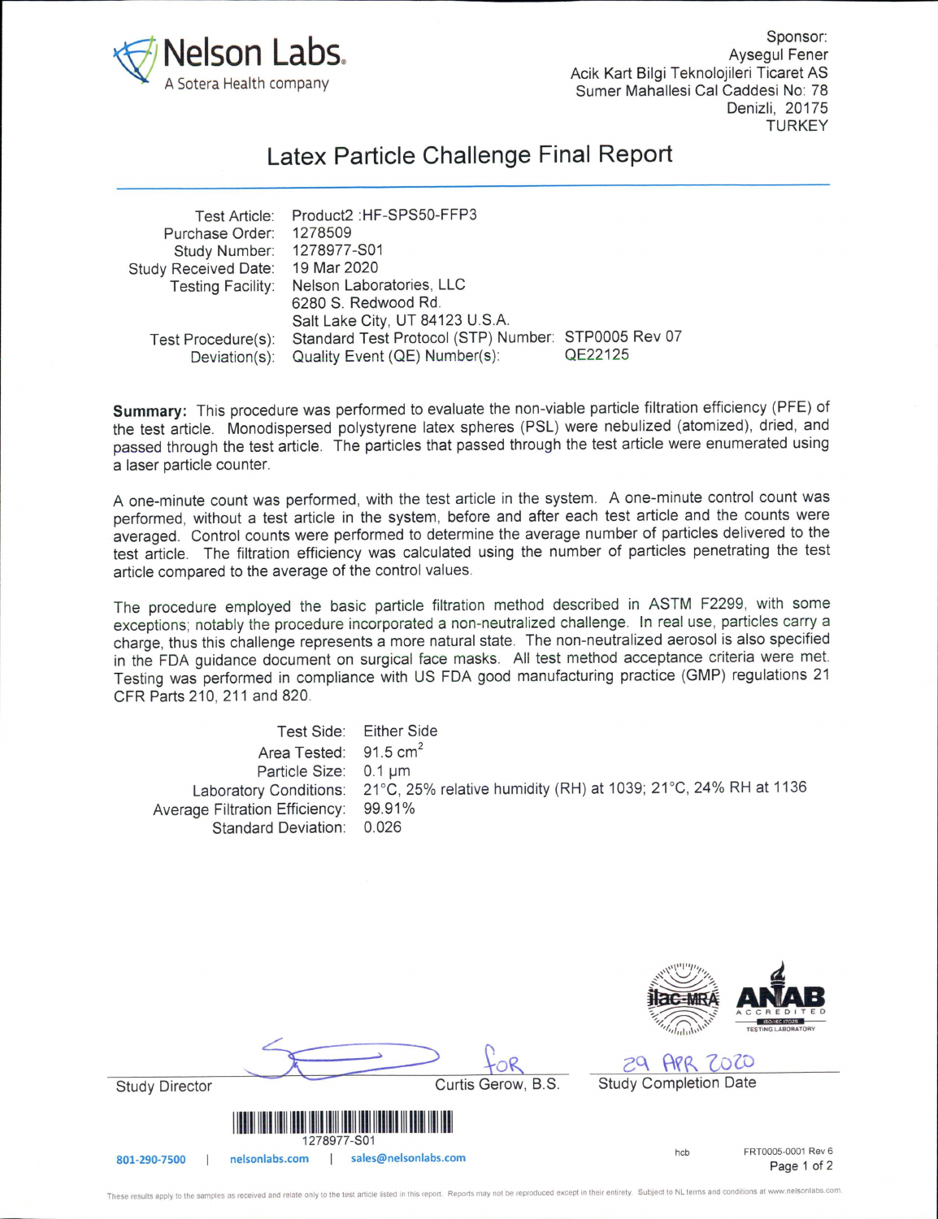Nelson Labs.
A Sotera Health company

Sponsor:
Aysegul Fener
Acik Kart Bilgi Teknolojileri Ticaret AS
Sumer Mahallesi Cal Caddesi No: 78
Denizli, 20175
TURKEY

# Latex Particle Challenge Final Report

| | |
|---|---|
| Test Article: | Product2 :HF-SPS50-FFP3 |
| Purchase Order: | 1278509 |
| Study Number: | 1278977-S01 |
| Study Received Date: | 19 Mar 2020 |
| Testing Facility: | Nelson Laboratories, LLC<br>6280 S. Redwood Rd.<br>Salt Lake City, UT 84123 U.S.A. |
| Test Procedure(s): | Standard Test Protocol (STP) Number: STP0005 Rev 07 |
| Deviation(s): | Quality Event (QE) Number(s): QE22125 |

**Summary:** This procedure was performed to evaluate the non-viable particle filtration efficiency (PFE) of the test article. Monodispersed polystyrene latex spheres (PSL) were nebulized (atomized), dried, and passed through the test article. The particles that passed through the test article were enumerated using a laser particle counter.

A one-minute count was performed, with the test article in the system. A one-minute control count was performed, without a test article in the system, before and after each test article and the counts were averaged. Control counts were performed to determine the average number of particles delivered to the test article. The filtration efficiency was calculated using the number of particles penetrating the test article compared to the average of the control values.

The procedure employed the basic particle filtration method described in ASTM F2299, with some exceptions; notably the procedure incorporated a non-neutralized challenge. In real use, particles carry a charge, thus this challenge represents a more natural state. The non-neutralized aerosol is also specified in the FDA guidance document on surgical face masks. All test method acceptance criteria were met. Testing was performed in compliance with US FDA good manufacturing practice (GMP) regulations 21 CFR Parts 210, 211 and 820.

| | |
|---|---|
| Test Side: | Either Side |
| Area Tested: | 91.5 $cm^2$ |
| Particle Size: | 0.1 µm |
| Laboratory Conditions: | 21°C, 25% relative humidity (RH) at 1039; 21°C, 24% RH at 1136 |
| Average Filtration Efficiency: | 99.91% |
| Standard Deviation: | 0.026 |

Study Director: FOR Curtis Gerow, B.S.

Study Completion Date: 29 APR 2020

1278977-S01

801-290-7500 | nelsonlabs.com | sales@nelsonlabs.com

hcb FRT0005-0001 Rev 6

These results apply to the samples as received and relate only to the test article listed in this report. Reports may not be reproduced except in their entirety. Subject to NL terms and conditions at www.nelsonlabs.com.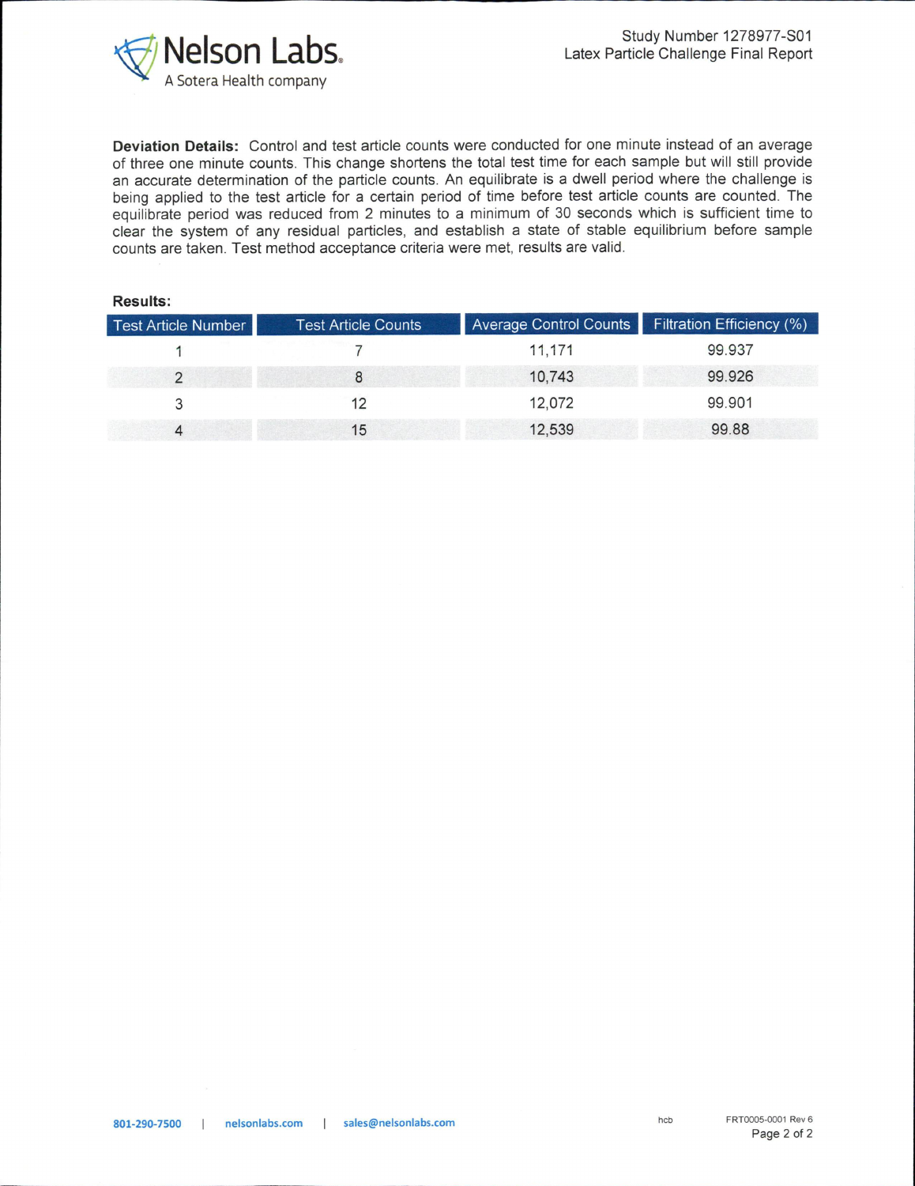**Deviation Details:** Control and test article counts were conducted for one minute instead of an average of three one minute counts. This change shortens the total test time for each sample but will still provide an accurate determination of the particle counts. An equilibrate is a dwell period where the challenge is being applied to the test article for a certain period of time before test article counts are counted. The equilibrate period was reduced from 2 minutes to a minimum of 30 seconds which is sufficient time to clear the system of any residual particles, and establish a state of stable equilibrium before sample counts are taken. Test method acceptance criteria were met, results are valid.

**Results:**

| Test Article Number | Test Article Counts | Average Control Counts | Filtration Efficiency (%) |
|---|---|---|---|
| 1 | 7 | 11,171 | 99.937 |
| 2 | 8 | 10,743 | 99.926 |
| 3 | 12 | 12,072 | 99.901 |
| 4 | 15 | 12,539 | 99.88 |